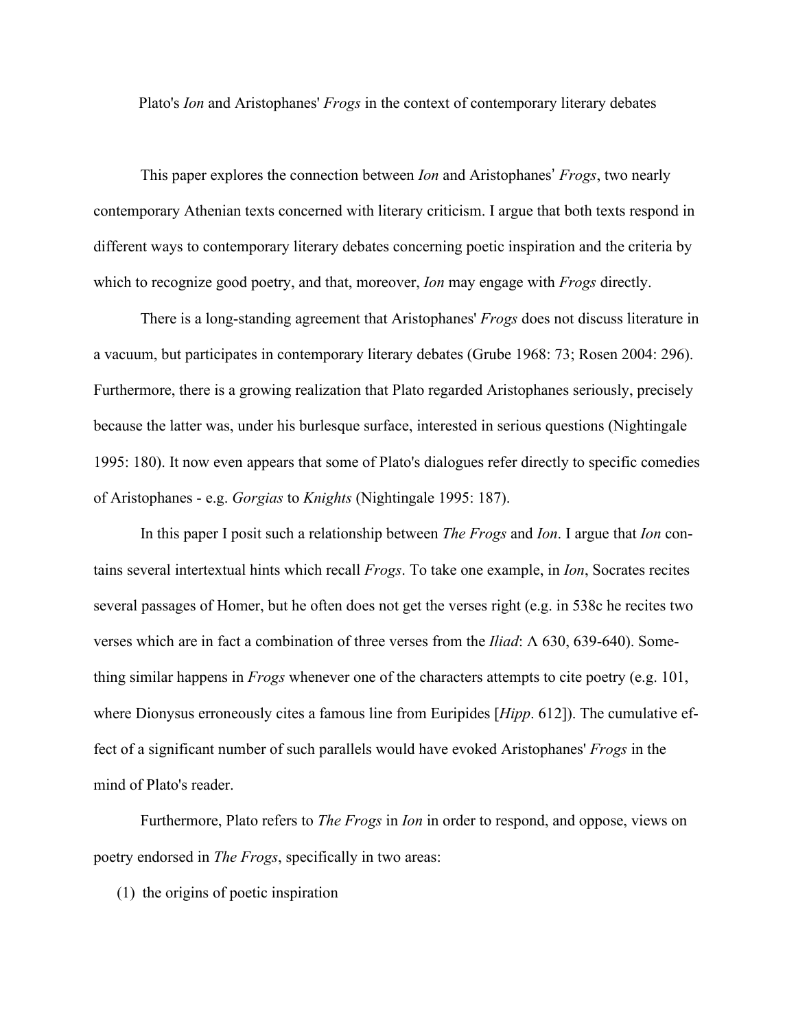# Plato's *Ion* and Aristophanes' *Frogs* in the context of contemporary literary debates

This paper explores the connection between *Ion* and Aristophanes' *Frogs*, two nearly contemporary Athenian texts concerned with literary criticism. I argue that both texts respond in different ways to contemporary literary debates concerning poetic inspiration and the criteria by which to recognize good poetry, and that, moreover, *Ion* may engage with *Frogs* directly.

There is a long-standing agreement that Aristophanes' *Frogs* does not discuss literature in a vacuum, but participates in contemporary literary debates (Grube 1968: 73; Rosen 2004: 296). Furthermore, there is a growing realization that Plato regarded Aristophanes seriously, precisely because the latter was, under his burlesque surface, interested in serious questions (Nightingale 1995: 180). It now even appears that some of Plato's dialogues refer directly to specific comedies of Aristophanes - e.g. *Gorgias* to *Knights* (Nightingale 1995: 187).

In this paper I posit such a relationship between *The Frogs* and *Ion*. I argue that *Ion* contains several intertextual hints which recall *Frogs*. To take one example, in *Ion*, Socrates recites several passages of Homer, but he often does not get the verses right (e.g. in 538c he recites two verses which are in fact a combination of three verses from the *Iliad*: Λ 630, 639-640). Something similar happens in *Frogs* whenever one of the characters attempts to cite poetry (e.g. 101, where Dionysus erroneously cites a famous line from Euripides [*Hipp*. 612]). The cumulative effect of a significant number of such parallels would have evoked Aristophanes' *Frogs* in the mind of Plato's reader.

Furthermore, Plato refers to *The Frogs* in *Ion* in order to respond, and oppose, views on poetry endorsed in *The Frogs*, specifically in two areas:

(1) the origins of poetic inspiration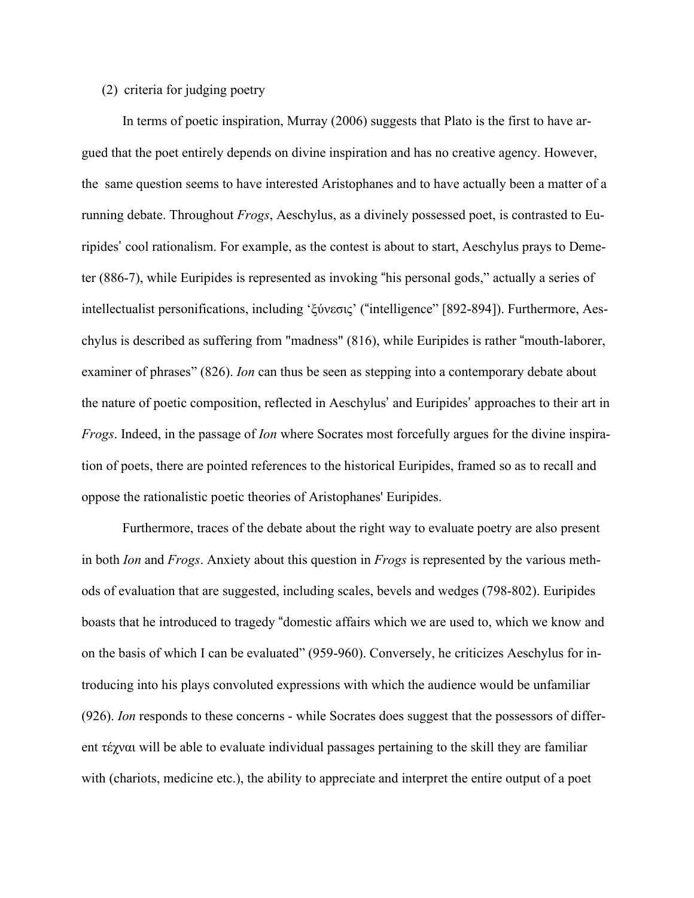(2) criteria for judging poetry

In terms of poetic inspiration, Murray (2006) suggests that Plato is the first to have argued that the poet entirely depends on divine inspiration and has no creative agency. However, the same question seems to have interested Aristophanes and to have actually been a matter of a running debate. Throughout *Frogs*, Aeschylus, as a divinely possessed poet, is contrasted to Euripides' cool rationalism. For example, as the contest is about to start, Aeschylus prays to Demeter (886-7), while Euripides is represented as invoking "his personal gods," actually a series of intellectualist personifications, including 'ξύνεσις' ("intelligence" [892-894]). Furthermore, Aeschylus is described as suffering from "madness" (816), while Euripides is rather "mouth-laborer, examiner of phrases" (826). *Ion* can thus be seen as stepping into a contemporary debate about the nature of poetic composition, reflected in Aeschylus' and Euripides' approaches to their art in *Frogs*. Indeed, in the passage of *Ion* where Socrates most forcefully argues for the divine inspiration of poets, there are pointed references to the historical Euripides, framed so as to recall and oppose the rationalistic poetic theories of Aristophanes' Euripides.

Furthermore, traces of the debate about the right way to evaluate poetry are also present in both *Ion* and *Frogs*. Anxiety about this question in *Frogs* is represented by the various methods of evaluation that are suggested, including scales, bevels and wedges (798-802). Euripides boasts that he introduced to tragedy "domestic affairs which we are used to, which we know and on the basis of which I can be evaluated" (959-960). Conversely, he criticizes Aeschylus for introducing into his plays convoluted expressions with which the audience would be unfamiliar (926). *Ion* responds to these concerns - while Socrates does suggest that the possessors of different τέχναι will be able to evaluate individual passages pertaining to the skill they are familiar with (chariots, medicine etc.), the ability to appreciate and interpret the entire output of a poet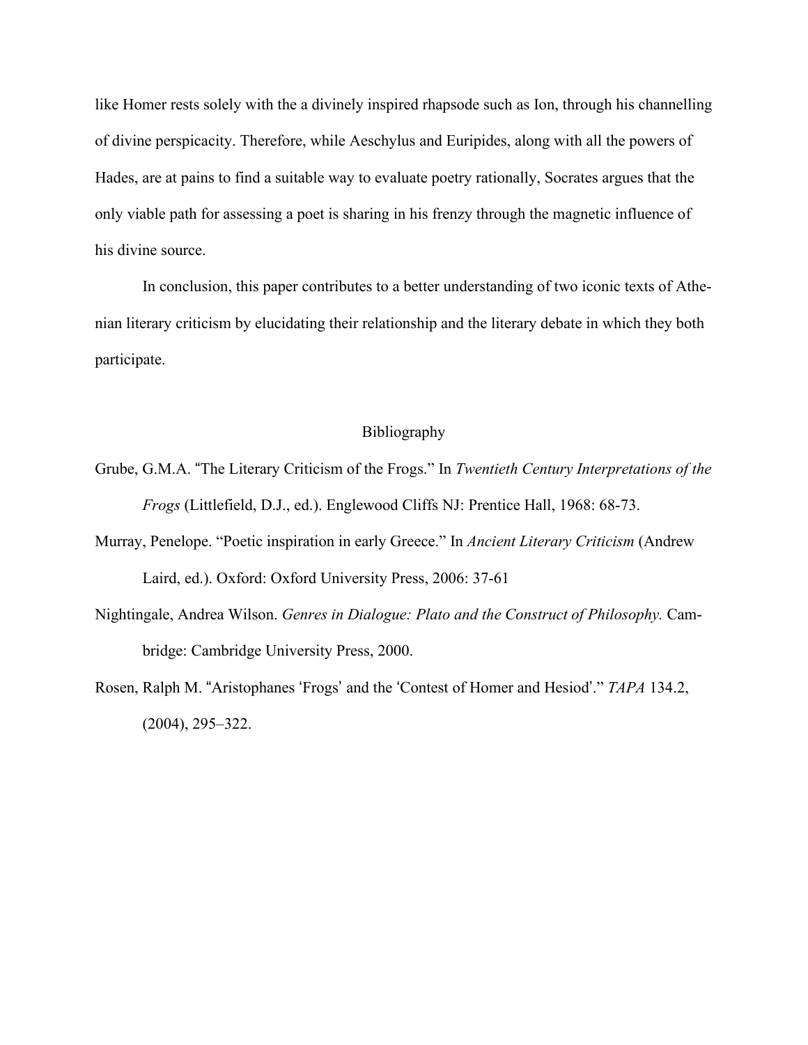like Homer rests solely with the a divinely inspired rhapsode such as Ion, through his channelling of divine perspicacity. Therefore, while Aeschylus and Euripides, along with all the powers of Hades, are at pains to find a suitable way to evaluate poetry rationally, Socrates argues that the only viable path for assessing a poet is sharing in his frenzy through the magnetic influence of his divine source.

In conclusion, this paper contributes to a better understanding of two iconic texts of Athenian literary criticism by elucidating their relationship and the literary debate in which they both participate.

## Bibliography

Grube, G.M.A. "The Literary Criticism of the Frogs." In *Twentieth Century Interpretations of the Frogs* (Littlefield, D.J., ed.). Englewood Cliffs NJ: Prentice Hall, 1968: 68-73.

Murray, Penelope. "Poetic inspiration in early Greece." In *Ancient Literary Criticism* (Andrew Laird, ed.). Oxford: Oxford University Press, 2006: 37-61

Nightingale, Andrea Wilson. *Genres in Dialogue: Plato and the Construct of Philosophy.* Cambridge: Cambridge University Press, 2000.

Rosen, Ralph M. "Aristophanes 'Frogs' and the 'Contest of Homer and Hesiod'." *TAPA* 134.2, (2004), 295–322.